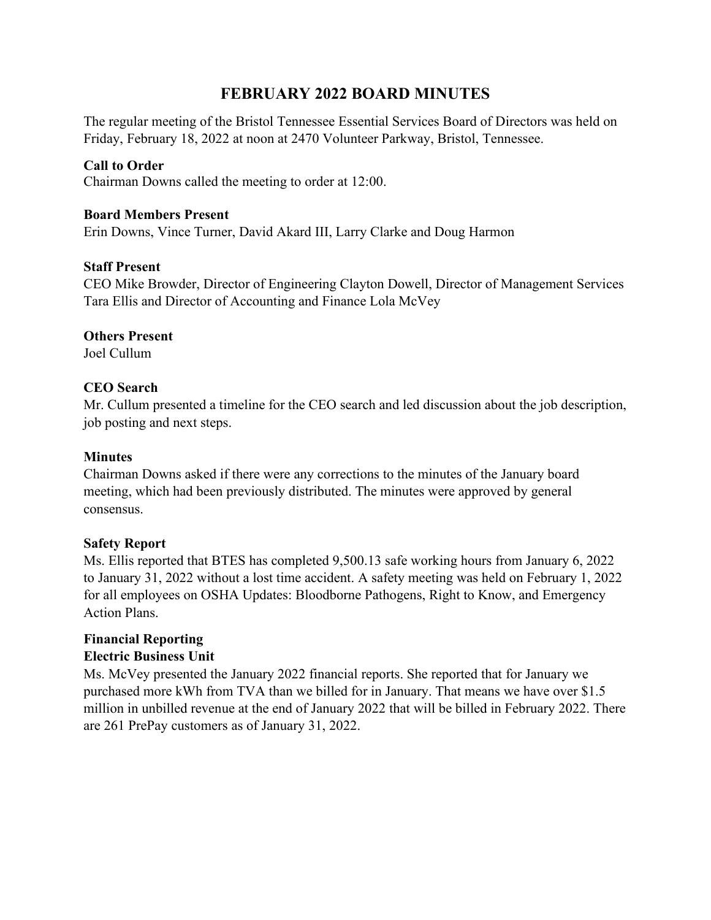# FEBRUARY 2022 BOARD MINUTES

The regular meeting of the Bristol Tennessee Essential Services Board of Directors was held on Friday, February 18, 2022 at noon at 2470 Volunteer Parkway, Bristol, Tennessee.

**Call to Order**
Chairman Downs called the meeting to order at 12:00.

**Board Members Present**
Erin Downs, Vince Turner, David Akard III, Larry Clarke and Doug Harmon

**Staff Present**
CEO Mike Browder, Director of Engineering Clayton Dowell, Director of Management Services Tara Ellis and Director of Accounting and Finance Lola McVey

**Others Present**
Joel Cullum

**CEO Search**
Mr. Cullum presented a timeline for the CEO search and led discussion about the job description, job posting and next steps.

**Minutes**
Chairman Downs asked if there were any corrections to the minutes of the January board meeting, which had been previously distributed. The minutes were approved by general consensus.

**Safety Report**
Ms. Ellis reported that BTES has completed 9,500.13 safe working hours from January 6, 2022 to January 31, 2022 without a lost time accident. A safety meeting was held on February 1, 2022 for all employees on OSHA Updates: Bloodborne Pathogens, Right to Know, and Emergency Action Plans.

**Financial Reporting**
**Electric Business Unit**
Ms. McVey presented the January 2022 financial reports. She reported that for January we purchased more kWh from TVA than we billed for in January. That means we have over $1.5 million in unbilled revenue at the end of January 2022 that will be billed in February 2022. There are 261 PrePay customers as of January 31, 2022.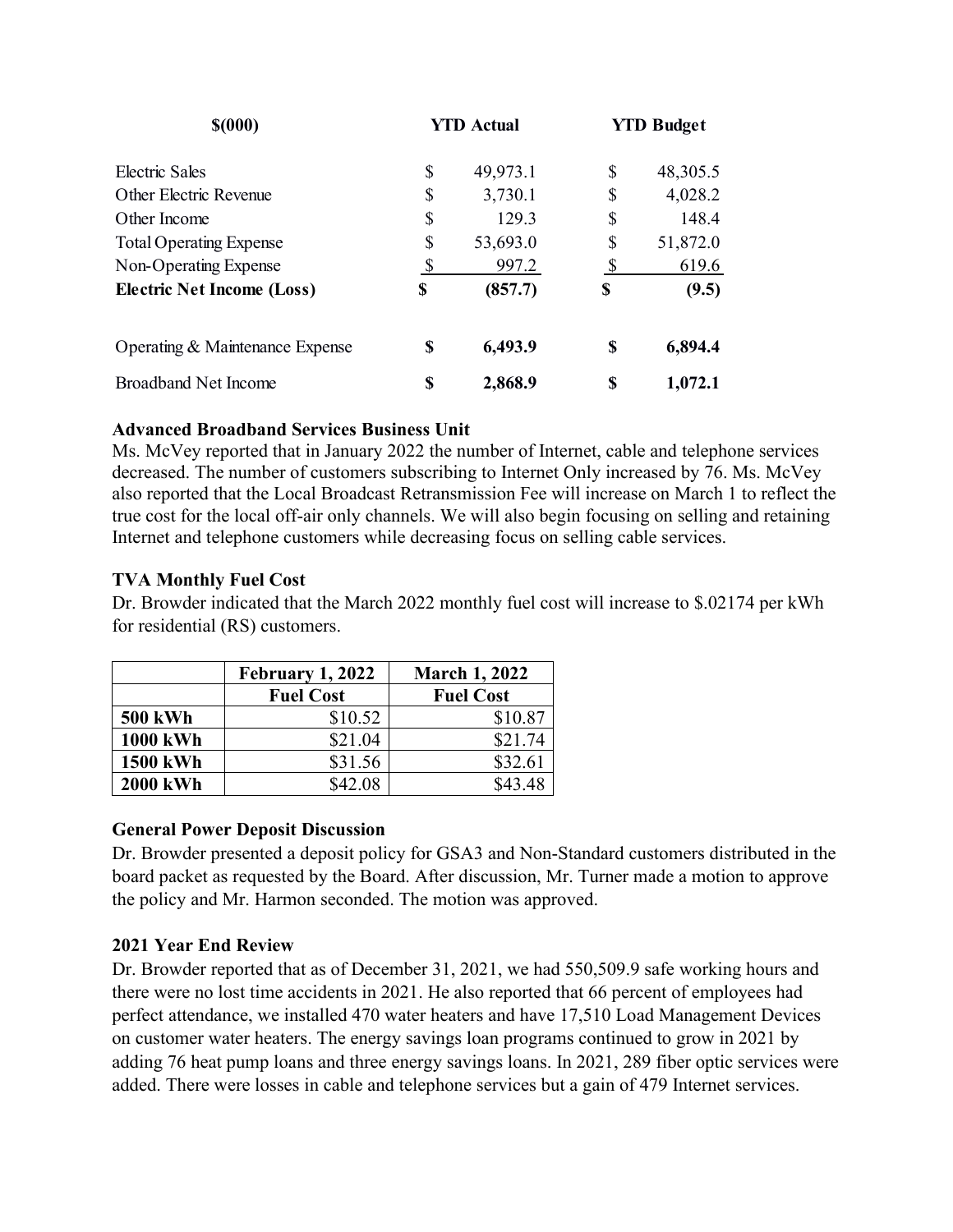| $(000) | YTD Actual | YTD Budget |
|---|---|---|
| Electric Sales | $ 49,973.1 | $ 48,305.5 |
| Other Electric Revenue | $ 3,730.1 | $ 4,028.2 |
| Other Income | $ 129.3 | $ 148.4 |
| Total Operating Expense | $ 53,693.0 | $ 51,872.0 |
| Non-Operating Expense | $ 997.2 | $ 619.6 |
| **Electric Net Income (Loss)** | **$ (857.7)** | **$ (9.5)** |
| Operating & Maintenance Expense | **$ 6,493.9** | **$ 6,894.4** |
| Broadband Net Income | **$ 2,868.9** | **$ 1,072.1** |

**Advanced Broadband Services Business Unit**

Ms. McVey reported that in January 2022 the number of Internet, cable and telephone services decreased. The number of customers subscribing to Internet Only increased by 76. Ms. McVey also reported that the Local Broadcast Retransmission Fee will increase on March 1 to reflect the true cost for the local off-air only channels. We will also begin focusing on selling and retaining Internet and telephone customers while decreasing focus on selling cable services.

**TVA Monthly Fuel Cost**

Dr. Browder indicated that the March 2022 monthly fuel cost will increase to $.02174 per kWh for residential (RS) customers.

| | February 1, 2022<br>Fuel Cost | March 1, 2022<br>Fuel Cost |
|---|---|---|
| **500 kWh** | $10.52 | $10.87 |
| **1000 kWh** | $21.04 | $21.74 |
| **1500 kWh** | $31.56 | $32.61 |
| **2000 kWh** | $42.08 | $43.48 |

**General Power Deposit Discussion**

Dr. Browder presented a deposit policy for GSA3 and Non-Standard customers distributed in the board packet as requested by the Board. After discussion, Mr. Turner made a motion to approve the policy and Mr. Harmon seconded. The motion was approved.

**2021 Year End Review**

Dr. Browder reported that as of December 31, 2021, we had 550,509.9 safe working hours and there were no lost time accidents in 2021. He also reported that 66 percent of employees had perfect attendance, we installed 470 water heaters and have 17,510 Load Management Devices on customer water heaters. The energy savings loan programs continued to grow in 2021 by adding 76 heat pump loans and three energy savings loans. In 2021, 289 fiber optic services were added. There were losses in cable and telephone services but a gain of 479 Internet services.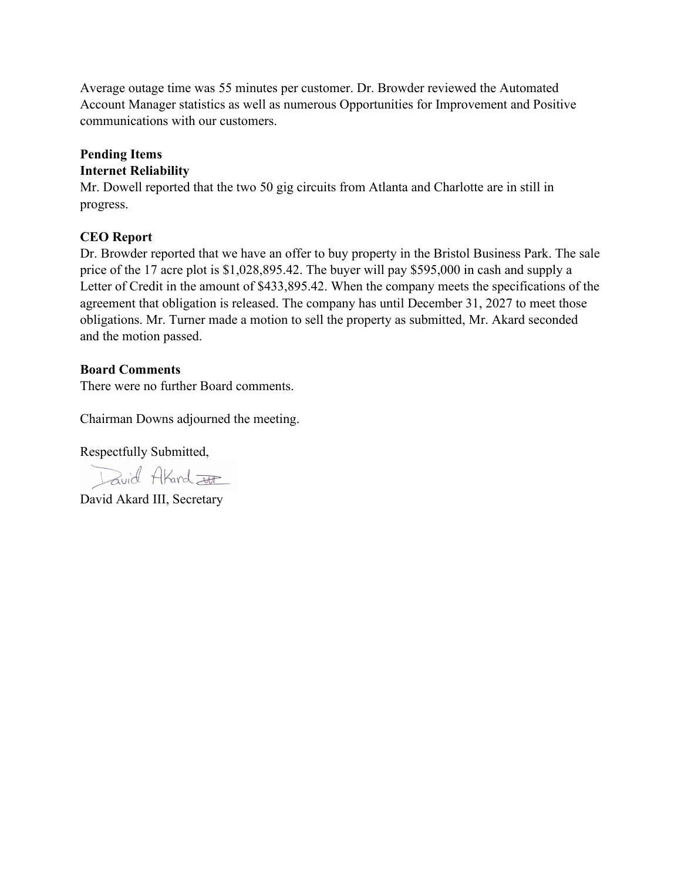Average outage time was 55 minutes per customer. Dr. Browder reviewed the Automated Account Manager statistics as well as numerous Opportunities for Improvement and Positive communications with our customers.

**Pending Items**
**Internet Reliability**
Mr. Dowell reported that the two 50 gig circuits from Atlanta and Charlotte are in still in progress.

**CEO Report**
Dr. Browder reported that we have an offer to buy property in the Bristol Business Park. The sale price of the 17 acre plot is $1,028,895.42. The buyer will pay $595,000 in cash and supply a Letter of Credit in the amount of $433,895.42. When the company meets the specifications of the agreement that obligation is released. The company has until December 31, 2027 to meet those obligations. Mr. Turner made a motion to sell the property as submitted, Mr. Akard seconded and the motion passed.

**Board Comments**
There were no further Board comments.

Chairman Downs adjourned the meeting.

Respectfully Submitted,

David Akard III

David Akard III, Secretary